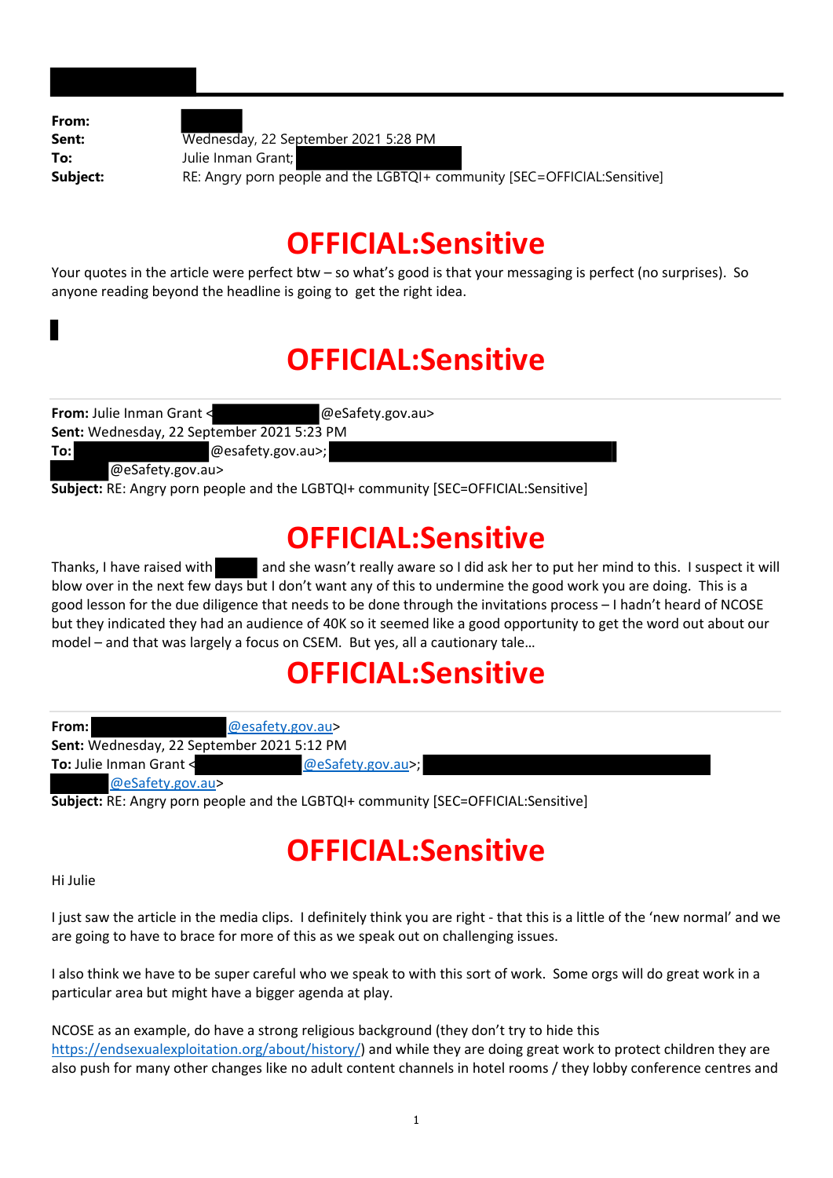**From:** 
**Sent:** Wednesday, 22 September 2021 5:28 PM
**To:** Julie Inman Grant; 
**Subject:** RE: Angry porn people and the LGBTQI+ community [SEC=OFFICIAL:Sensitive]

# OFFICIAL:Sensitive

Your quotes in the article were perfect btw – so what's good is that your messaging is perfect (no surprises). So anyone reading beyond the headline is going to get the right idea.

# OFFICIAL:Sensitive

---

**From:** Julie Inman Grant < @eSafety.gov.au>
**Sent:** Wednesday, 22 September 2021 5:23 PM
**To:** @esafety.gov.au>; @eSafety.gov.au>
**Subject:** RE: Angry porn people and the LGBTQI+ community [SEC=OFFICIAL:Sensitive]

# OFFICIAL:Sensitive

Thanks, I have raised with and she wasn't really aware so I did ask her to put her mind to this. I suspect it will blow over in the next few days but I don't want any of this to undermine the good work you are doing. This is a good lesson for the due diligence that needs to be done through the invitations process – I hadn't heard of NCOSE but they indicated they had an audience of 40K so it seemed like a good opportunity to get the word out about our model – and that was largely a focus on CSEM. But yes, all a cautionary tale…

# OFFICIAL:Sensitive

---

**From:** @esafety.gov.au>
**Sent:** Wednesday, 22 September 2021 5:12 PM
**To:** Julie Inman Grant < @eSafety.gov.au>; @eSafety.gov.au>
**Subject:** RE: Angry porn people and the LGBTQI+ community [SEC=OFFICIAL:Sensitive]

# OFFICIAL:Sensitive

Hi Julie

I just saw the article in the media clips. I definitely think you are right - that this is a little of the 'new normal' and we are going to have to brace for more of this as we speak out on challenging issues.

I also think we have to be super careful who we speak to with this sort of work. Some orgs will do great work in a particular area but might have a bigger agenda at play.

NCOSE as an example, do have a strong religious background (they don't try to hide this https://endsexualexploitation.org/about/history/) and while they are doing great work to protect children they are also push for many other changes like no adult content channels in hotel rooms / they lobby conference centres and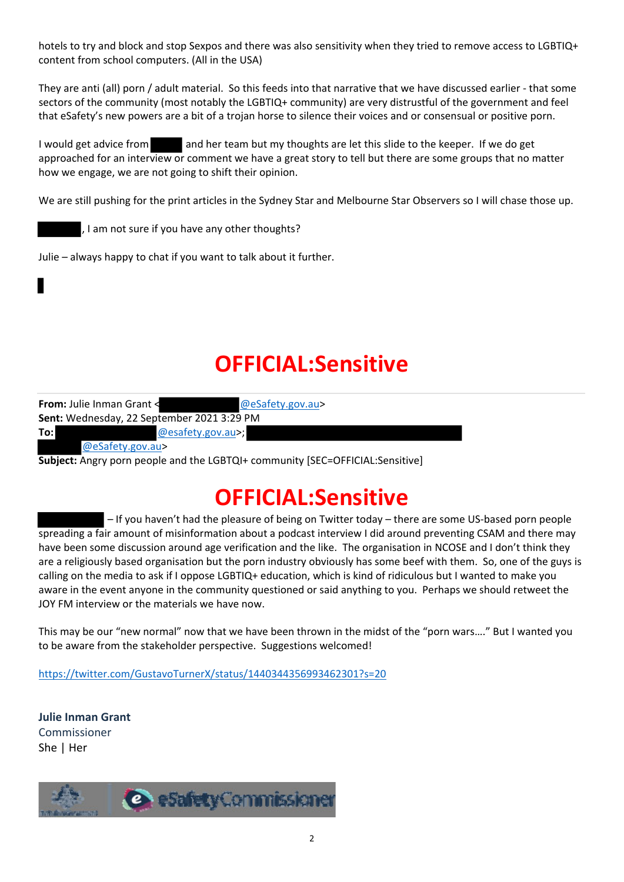hotels to try and block and stop Sexpos and there was also sensitivity when they tried to remove access to LGBTIQ+ content from school computers. (All in the USA)

They are anti (all) porn / adult material. So this feeds into that narrative that we have discussed earlier - that some sectors of the community (most notably the LGBTIQ+ community) are very distrustful of the government and feel that eSafety's new powers are a bit of a trojan horse to silence their voices and or consensual or positive porn.

I would get advice from [REDACTED] and her team but my thoughts are let this slide to the keeper. If we do get approached for an interview or comment we have a great story to tell but there are some groups that no matter how we engage, we are not going to shift their opinion.

We are still pushing for the print articles in the Sydney Star and Melbourne Star Observers so I will chase those up.

[REDACTED], I am not sure if you have any other thoughts?

Julie – always happy to chat if you want to talk about it further.

[REDACTED]

# OFFICIAL:Sensitive

**From:** Julie Inman Grant <[REDACTED]@eSafety.gov.au>
**Sent:** Wednesday, 22 September 2021 3:29 PM
**To:** [REDACTED]@esafety.gov.au>; [REDACTED]@eSafety.gov.au>
**Subject:** Angry porn people and the LGBTQI+ community [SEC=OFFICIAL:Sensitive]

# OFFICIAL:Sensitive

[REDACTED] – If you haven't had the pleasure of being on Twitter today – there are some US-based porn people spreading a fair amount of misinformation about a podcast interview I did around preventing CSAM and there may have been some discussion around age verification and the like. The organisation in NCOSE and I don't think they are a religiously based organisation but the porn industry obviously has some beef with them. So, one of the guys is calling on the media to ask if I oppose LGBTIQ+ education, which is kind of ridiculous but I wanted to make you aware in the event anyone in the community questioned or said anything to you. Perhaps we should retweet the JOY FM interview or the materials we have now.

This may be our "new normal" now that we have been thrown in the midst of the "porn wars…." But I wanted you to be aware from the stakeholder perspective. Suggestions welcomed!

https://twitter.com/GustavoTurnerX/status/1440344356993462301?s=20

**Julie Inman Grant**
Commissioner
She | Her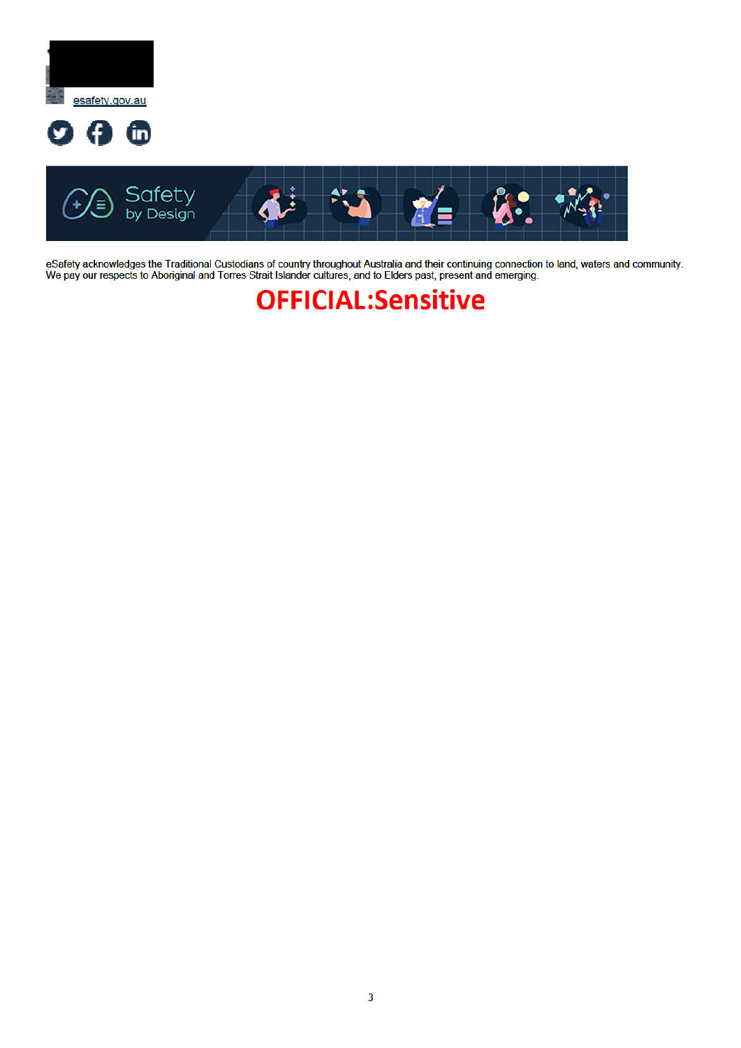esafety.gov.au

Safety by Design

eSafety acknowledges the Traditional Custodians of country throughout Australia and their continuing connection to land, waters and community. We pay our respects to Aboriginal and Torres Strait Islander cultures, and to Elders past, present and emerging.

**OFFICIAL:Sensitive**